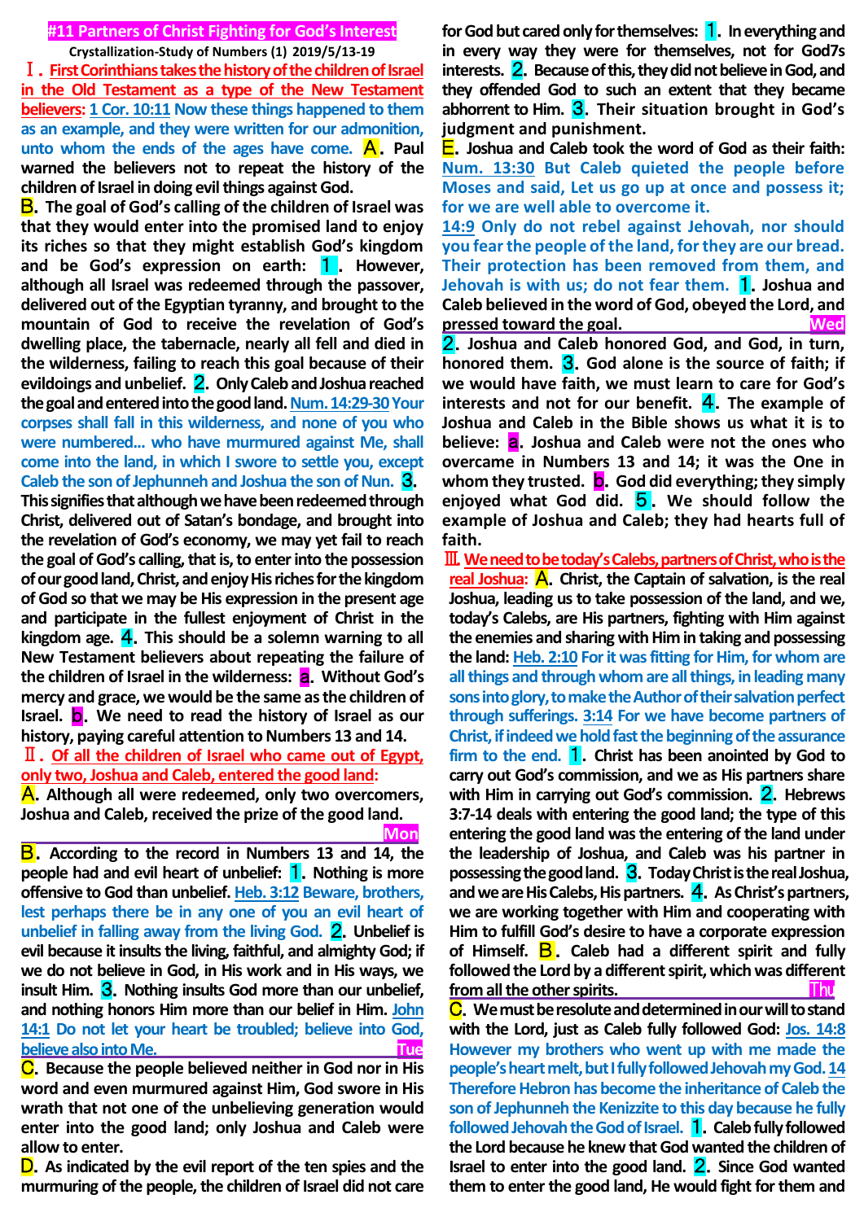# #11 Partners of Christ Fighting for God's Interest

Crystallization-Study of Numbers (1) 2019/5/13-19

## Ⅰ. First Corinthians takes the history of the children of Israel in the Old Testament as a type of the New Testament believers:

1 Cor. 10:11 Now these things happened to them as an example, and they were written for our admonition, unto whom the ends of the ages have come.

**A.** Paul warned the believers not to repeat the history of the children of Israel in doing evil things against God.

**B.** The goal of God's calling of the children of Israel was that they would enter into the promised land to enjoy its riches so that they might establish God's kingdom and be God's expression on earth: **1.** However, although all Israel was redeemed through the passover, delivered out of the Egyptian tyranny, and brought to the mountain of God to receive the revelation of God's dwelling place, the tabernacle, nearly all fell and died in the wilderness, failing to reach this goal because of their evildoings and unbelief. **2.** Only Caleb and Joshua reached the goal and entered into the good land. Num. 14:29-30 Your corpses shall fall in this wilderness, and none of you who were numbered... who have murmured against Me, shall come into the land, in which I swore to settle you, except Caleb the son of Jephunneh and Joshua the son of Nun. **3.** This signifies that although we have been redeemed through Christ, delivered out of Satan's bondage, and brought into the revelation of God's economy, we may yet fail to reach the goal of God's calling, that is, to enter into the possession of our good land, Christ, and enjoy His riches for the kingdom of God so that we may be His expression in the present age and participate in the fullest enjoyment of Christ in the kingdom age. **4.** This should be a solemn warning to all New Testament believers about repeating the failure of the children of Israel in the wilderness: **a.** Without God's mercy and grace, we would be the same as the children of Israel. **b.** We need to read the history of Israel as our history, paying careful attention to Numbers 13 and 14.

## Ⅱ. Of all the children of Israel who came out of Egypt, only two, Joshua and Caleb, entered the good land:

**A.** Although all were redeemed, only two overcomers, Joshua and Caleb, received the prize of the good land.

Mon

**B.** According to the record in Numbers 13 and 14, the people had and evil heart of unbelief: **1.** Nothing is more offensive to God than unbelief. Heb. 3:12 Beware, brothers, lest perhaps there be in any one of you an evil heart of unbelief in falling away from the living God. **2.** Unbelief is evil because it insults the living, faithful, and almighty God; if we do not believe in God, in His work and in His ways, we insult Him. **3.** Nothing insults God more than our unbelief, and nothing honors Him more than our belief in Him. John 14:1 Do not let your heart be troubled; believe into God, believe also into Me.

Tue

**C.** Because the people believed neither in God nor in His word and even murmured against Him, God swore in His wrath that not one of the unbelieving generation would enter into the good land; only Joshua and Caleb were allow to enter.

**D.** As indicated by the evil report of the ten spies and the murmuring of the people, the children of Israel did not care for God but cared only for themselves: **1.** In everything and in every way they were for themselves, not for God7s interests. **2.** Because of this, they did not believe in God, and they offended God to such an extent that they became abhorrent to Him. **3.** Their situation brought in God's judgment and punishment.

**E.** Joshua and Caleb took the word of God as their faith: Num. 13:30 But Caleb quieted the people before Moses and said, Let us go up at once and possess it; for we are well able to overcome it.

14:9 Only do not rebel against Jehovah, nor should you fear the people of the land, for they are our bread. Their protection has been removed from them, and Jehovah is with us; do not fear them. **1.** Joshua and Caleb believed in the word of God, obeyed the Lord, and pressed toward the goal.

Wed

**2.** Joshua and Caleb honored God, and God, in turn, honored them. **3.** God alone is the source of faith; if we would have faith, we must learn to care for God's interests and not for our benefit. **4.** The example of Joshua and Caleb in the Bible shows us what it is to believe: **a.** Joshua and Caleb were not the ones who overcame in Numbers 13 and 14; it was the One in whom they trusted. **b.** God did everything; they simply enjoyed what God did. **5.** We should follow the example of Joshua and Caleb; they had hearts full of faith.

## Ⅲ. We need to be today's Calebs, partners of Christ, who is the real Joshua:

**A.** Christ, the Captain of salvation, is the real Joshua, leading us to take possession of the land, and we, today's Calebs, are His partners, fighting with Him against the enemies and sharing with Him in taking and possessing the land: Heb. 2:10 For it was fitting for Him, for whom are all things and through whom are all things, in leading many sons into glory, to make the Author of their salvation perfect through sufferings. 3:14 For we have become partners of Christ, if indeed we hold fast the beginning of the assurance firm to the end. **1.** Christ has been anointed by God to carry out God's commission, and we as His partners share with Him in carrying out God's commission. **2.** Hebrews 3:7-14 deals with entering the good land; the type of this entering the good land was the entering of the land under the leadership of Joshua, and Caleb was his partner in possessing the good land. **3.** Today Christ is the real Joshua, and we are His Calebs, His partners. **4.** As Christ's partners, we are working together with Him and cooperating with Him to fulfill God's desire to have a corporate expression of Himself. **B.** Caleb had a different spirit and fully followed the Lord by a different spirit, which was different from all the other spirits.

Thu

**C.** We must be resolute and determined in our will to stand with the Lord, just as Caleb fully followed God: Jos. 14:8 However my brothers who went up with me made the people's heart melt, but I fully followed Jehovah my God. 14 Therefore Hebron has become the inheritance of Caleb the son of Jephunneh the Kenizzite to this day because he fully followed Jehovah the God of Israel. **1.** Caleb fully followed the Lord because he knew that God wanted the children of Israel to enter into the good land. **2.** Since God wanted them to enter the good land, He would fight for them and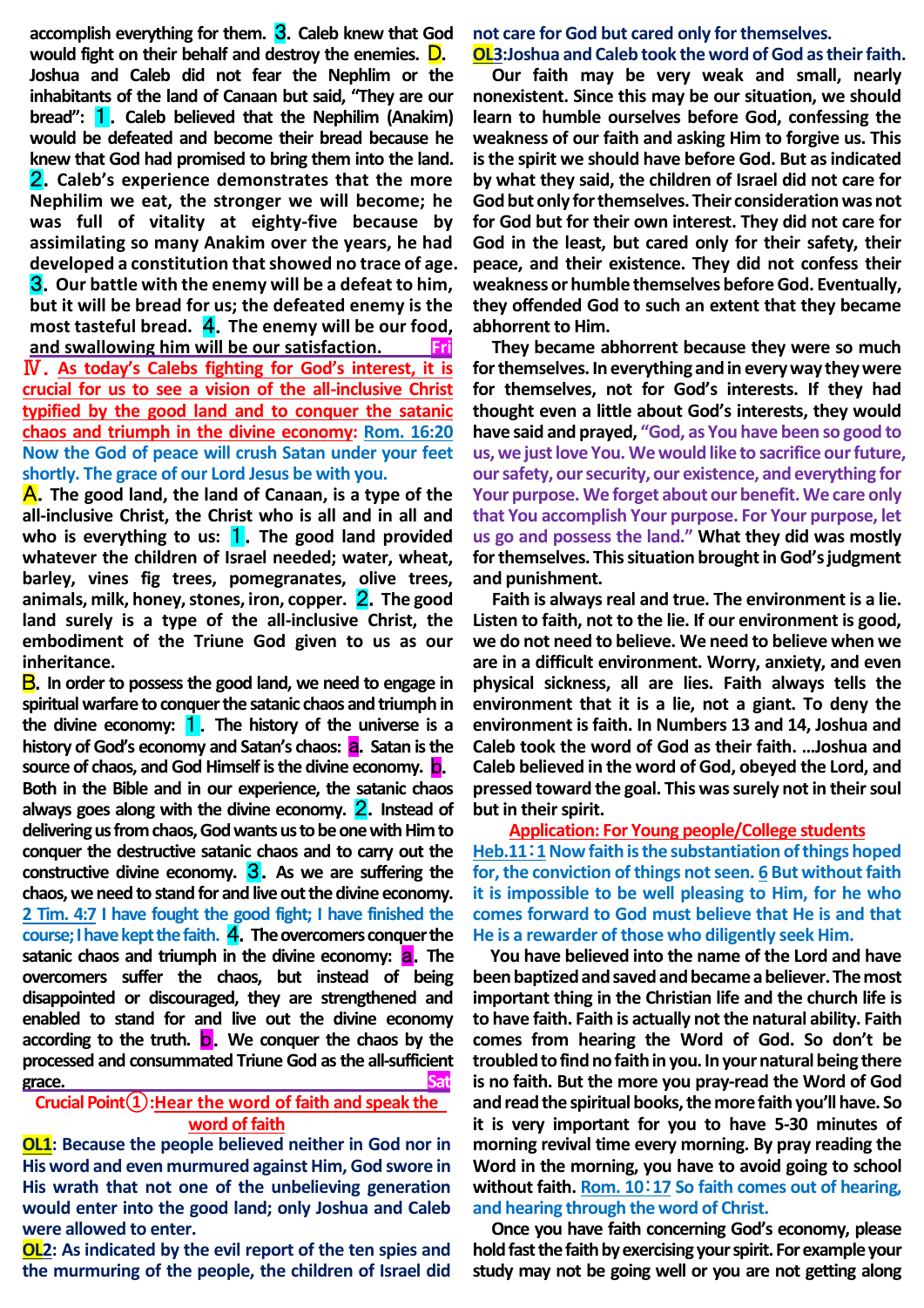accomplish everything for them. 3. Caleb knew that God would fight on their behalf and destroy the enemies. D. Joshua and Caleb did not fear the Nephilim or the inhabitants of the land of Canaan but said, "They are our bread": 1. Caleb believed that the Nephilim (Anakim) would be defeated and become their bread because he knew that God had promised to bring them into the land. 2. Caleb's experience demonstrates that the more Nephilim we eat, the stronger we will become; he was full of vitality at eighty-five because by assimilating so many Anakim over the years, he had developed a constitution that showed no trace of age. 3. Our battle with the enemy will be a defeat to him, but it will be bread for us; the defeated enemy is the most tasteful bread. 4. The enemy will be our food, and swallowing him will be our satisfaction. Fri

**Ⅳ. As today's Calebs fighting for God's interest, it is crucial for us to see a vision of the all-inclusive Christ typified by the good land and to conquer the satanic chaos and triumph in the divine economy:** Rom. 16:20 Now the God of peace will crush Satan under your feet shortly. The grace of our Lord Jesus be with you.

A. The good land, the land of Canaan, is a type of the all-inclusive Christ, the Christ who is all and in all and who is everything to us: 1. The good land provided whatever the children of Israel needed; water, wheat, barley, vines fig trees, pomegranates, olive trees, animals, milk, honey, stones, iron, copper. 2. The good land surely is a type of the all-inclusive Christ, the embodiment of the Triune God given to us as our inheritance.

B. In order to possess the good land, we need to engage in spiritual warfare to conquer the satanic chaos and triumph in the divine economy: 1. The history of the universe is a history of God's economy and Satan's chaos: a. Satan is the source of chaos, and God Himself is the divine economy. b. Both in the Bible and in our experience, the satanic chaos always goes along with the divine economy. 2. Instead of delivering us from chaos, God wants us to be one with Him to conquer the destructive satanic chaos and to carry out the constructive divine economy. 3. As we are suffering the chaos, we need to stand for and live out the divine economy. 2 Tim. 4:7 I have fought the good fight; I have finished the course; I have kept the faith. 4. The overcomers conquer the satanic chaos and triumph in the divine economy: a. The overcomers suffer the chaos, but instead of being disappointed or discouraged, they are strengthened and enabled to stand for and live out the divine economy according to the truth. b. We conquer the chaos by the processed and consummated Triune God as the all-sufficient grace. Sat

**Crucial Point①:Hear the word of faith and speak the word of faith**

**OL1: Because the people believed neither in God nor in His word and even murmured against Him, God swore in His wrath that not one of the unbelieving generation would enter into the good land; only Joshua and Caleb were allowed to enter.**

**OL2: As indicated by the evil report of the ten spies and the murmuring of the people, the children of Israel did not care for God but cared only for themselves.**

**OL3:Joshua and Caleb took the word of God as their faith.**

Our faith may be very weak and small, nearly nonexistent. Since this may be our situation, we should learn to humble ourselves before God, confessing the weakness of our faith and asking Him to forgive us. This is the spirit we should have before God. But as indicated by what they said, the children of Israel did not care for God but only for themselves. Their consideration was not for God but for their own interest. They did not care for God in the least, but cared only for their safety, their peace, and their existence. They did not confess their weakness or humble themselves before God. Eventually, they offended God to such an extent that they became abhorrent to Him.

They became abhorrent because they were so much for themselves. In everything and in every way they were for themselves, not for God's interests. If they had thought even a little about God's interests, they would have said and prayed, "God, as You have been so good to us, we just love You. We would like to sacrifice our future, our safety, our security, our existence, and everything for Your purpose. We forget about our benefit. We care only that You accomplish Your purpose. For Your purpose, let us go and possess the land." What they did was mostly for themselves. This situation brought in God's judgment and punishment.

Faith is always real and true. The environment is a lie. Listen to faith, not to the lie. If our environment is good, we do not need to believe. We need to believe when we are in a difficult environment. Worry, anxiety, and even physical sickness, all are lies. Faith always tells the environment that it is a lie, not a giant. To deny the environment is faith. In Numbers 13 and 14, Joshua and Caleb took the word of God as their faith. …Joshua and Caleb believed in the word of God, obeyed the Lord, and pressed toward the goal. This was surely not in their soul but in their spirit.

**Application: For Young people/College students**

Heb.11：1 Now faith is the substantiation of things hoped for, the conviction of things not seen. 6 But without faith it is impossible to be well pleasing to Him, for he who comes forward to God must believe that He is and that He is a rewarder of those who diligently seek Him.

You have believed into the name of the Lord and have been baptized and saved and became a believer. The most important thing in the Christian life and the church life is to have faith. Faith is actually not the natural ability. Faith comes from hearing the Word of God. So don't be troubled to find no faith in you. In your natural being there is no faith. But the more you pray-read the Word of God and read the spiritual books, the more faith you'll have. So it is very important for you to have 5-30 minutes of morning revival time every morning. By pray reading the Word in the morning, you have to avoid going to school without faith. Rom. 10：17 So faith comes out of hearing, and hearing through the word of Christ.

Once you have faith concerning God's economy, please hold fast the faith by exercising your spirit. For example your study may not be going well or you are not getting along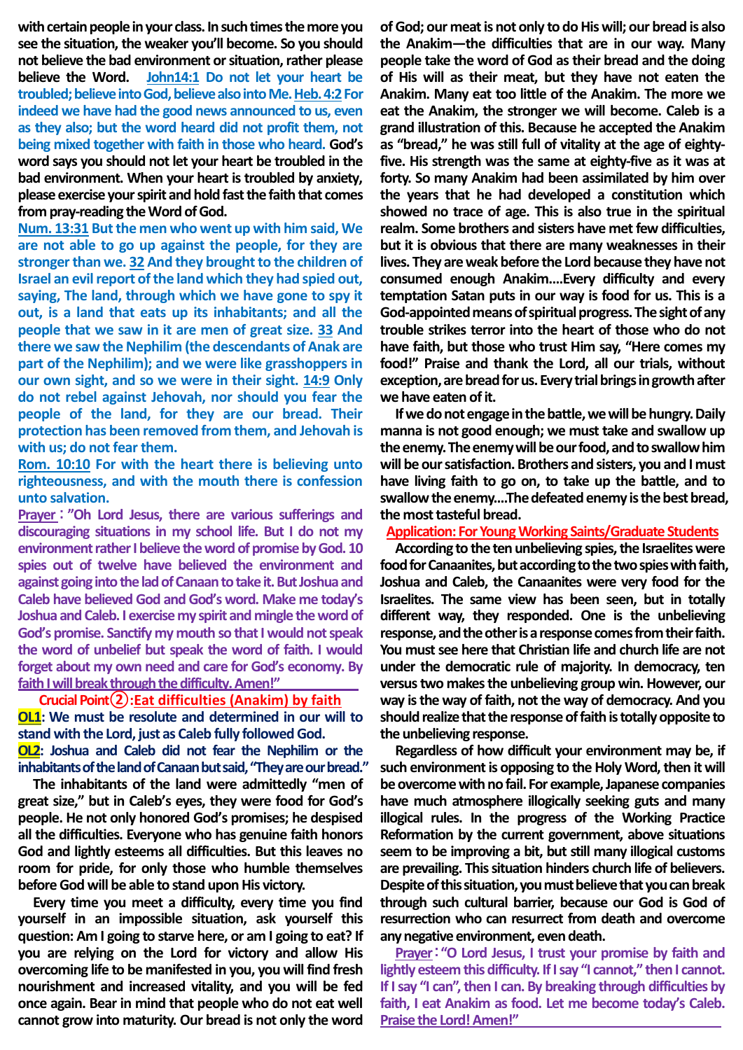with certain people in your class. In such times the more you see the situation, the weaker you'll become. So you should not believe the bad environment or situation, rather please believe the Word. **John14:1 Do not let your heart be troubled; believe into God, believe also into Me. Heb. 4:2 For indeed we have had the good news announced to us, even as they also; but the word heard did not profit them, not being mixed together with faith in those who heard.** God's word says you should not let your heart be troubled in the bad environment. When your heart is troubled by anxiety, please exercise your spirit and hold fast the faith that comes from pray-reading the Word of God.

**Num. 13:31 But the men who went up with him said, We are not able to go up against the people, for they are stronger than we. 32 And they brought to the children of Israel an evil report of the land which they had spied out, saying, The land, through which we have gone to spy it out, is a land that eats up its inhabitants; and all the people that we saw in it are men of great size. 33 And there we saw the Nephilim (the descendants of Anak are part of the Nephilim); and we were like grasshoppers in our own sight, and so we were in their sight. 14:9 Only do not rebel against Jehovah, nor should you fear the people of the land, for they are our bread. Their protection has been removed from them, and Jehovah is with us; do not fear them.**

**Rom. 10:10 For with the heart there is believing unto righteousness, and with the mouth there is confession unto salvation.**

**Prayer**: "Oh Lord Jesus, there are various sufferings and discouraging situations in my school life. But I do not my environment rather I believe the word of promise by God. 10 spies out of twelve have believed the environment and against going into the lad of Canaan to take it. But Joshua and Caleb have believed God and God's word. Make me today's Joshua and Caleb. I exercise my spirit and mingle the word of God's promise. Sanctify my mouth so that I would not speak the word of unbelief but speak the word of faith. I would forget about my own need and care for God's economy. By faith I will break through the difficulty. Amen!"

## Crucial Point②:Eat difficulties (Anakim) by faith

**OL1: We must be resolute and determined in our will to stand with the Lord, just as Caleb fully followed God.**

**OL2: Joshua and Caleb did not fear the Nephilim or the inhabitants of the land of Canaan but said, "They are our bread."**

The inhabitants of the land were admittedly "men of great size," but in Caleb's eyes, they were food for God's people. He not only honored God's promises; he despised all the difficulties. Everyone who has genuine faith honors God and lightly esteems all difficulties. But this leaves no room for pride, for only those who humble themselves before God will be able to stand upon His victory.

Every time you meet a difficulty, every time you find yourself in an impossible situation, ask yourself this question: Am I going to starve here, or am I going to eat? If you are relying on the Lord for victory and allow His overcoming life to be manifested in you, you will find fresh nourishment and increased vitality, and you will be fed once again. Bear in mind that people who do not eat well cannot grow into maturity. Our bread is not only the word of God; our meat is not only to do His will; our bread is also the Anakim—the difficulties that are in our way. Many people take the word of God as their bread and the doing of His will as their meat, but they have not eaten the Anakim. Many eat too little of the Anakim. The more we eat the Anakim, the stronger we will become. Caleb is a grand illustration of this. Because he accepted the Anakim as "bread," he was still full of vitality at the age of eighty-five. His strength was the same at eighty-five as it was at forty. So many Anakim had been assimilated by him over the years that he had developed a constitution which showed no trace of age. This is also true in the spiritual realm. Some brothers and sisters have met few difficulties, but it is obvious that there are many weaknesses in their lives. They are weak before the Lord because they have not consumed enough Anakim....Every difficulty and every temptation Satan puts in our way is food for us. This is a God-appointed means of spiritual progress. The sight of any trouble strikes terror into the heart of those who do not have faith, but those who trust Him say, "Here comes my food!" Praise and thank the Lord, all our trials, without exception, are bread for us. Every trial brings in growth after we have eaten of it.

If we do not engage in the battle, we will be hungry. Daily manna is not good enough; we must take and swallow up the enemy. The enemy will be our food, and to swallow him will be our satisfaction. Brothers and sisters, you and I must have living faith to go on, to take up the battle, and to swallow the enemy....The defeated enemy is the best bread, the most tasteful bread.

**Application: For Young Working Saints/Graduate Students**

According to the ten unbelieving spies, the Israelites were food for Canaanites, but according to the two spies with faith, Joshua and Caleb, the Canaanites were very food for the Israelites. The same view has been seen, but in totally different way, they responded. One is the unbelieving response, and the other is a response comes from their faith. You must see here that Christian life and church life are not under the democratic rule of majority. In democracy, ten versus two makes the unbelieving group win. However, our way is the way of faith, not the way of democracy. And you should realize that the response of faith is totally opposite to the unbelieving response.

Regardless of how difficult your environment may be, if such environment is opposing to the Holy Word, then it will be overcome with no fail. For example, Japanese companies have much atmosphere illogically seeking guts and many illogical rules. In the progress of the Working Practice Reformation by the current government, above situations seem to be improving a bit, but still many illogical customs are prevailing. This situation hinders church life of believers. Despite of this situation, you must believe that you can break through such cultural barrier, because our God is God of resurrection who can resurrect from death and overcome any negative environment, even death.

**Prayer**: "O Lord Jesus, I trust your promise by faith and lightly esteem this difficulty. If I say "I cannot," then I cannot. If I say "I can", then I can. By breaking through difficulties by faith, I eat Anakim as food. Let me become today's Caleb. Praise the Lord! Amen!"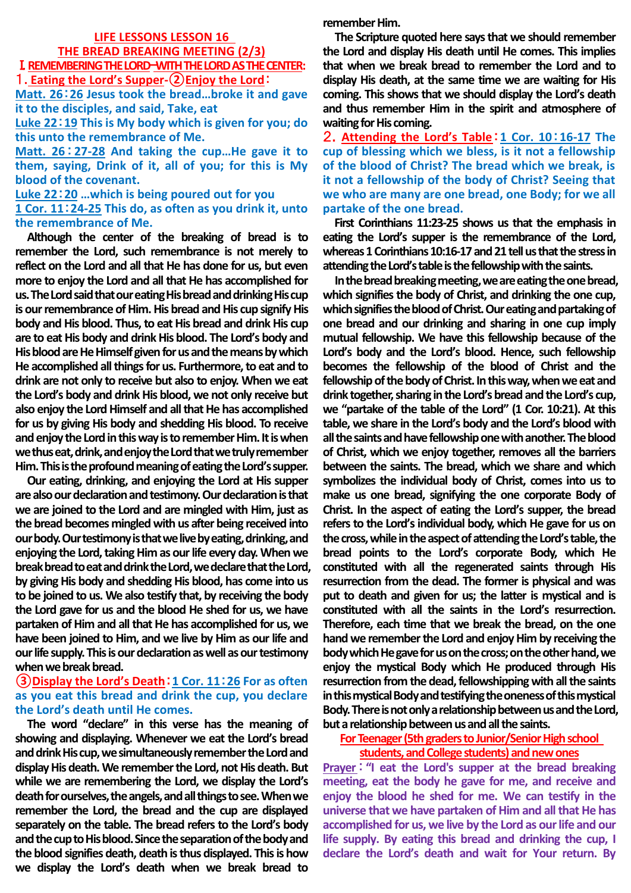## LIFE LESSONS LESSON 16
## THE BREAD BREAKING MEETING (2/3)

### Ⅰ. REMEMBERING THE LORD—WITH THE LORD AS THE CENTER:

**1. Eating the Lord's Supper-②Enjoy the Lord：**

**Matt. 26：26 Jesus took the bread…broke it and gave it to the disciples, and said, Take, eat**

**Luke 22：19 This is My body which is given for you; do this unto the remembrance of Me.**

**Matt. 26：27-28 And taking the cup…He gave it to them, saying, Drink of it, all of you; for this is My blood of the covenant.**

**Luke 22：20 …which is being poured out for you**

**1 Cor. 11：24-25 This do, as often as you drink it, unto the remembrance of Me.**

Although the center of the breaking of bread is to remember the Lord, such remembrance is not merely to reflect on the Lord and all that He has done for us, but even more to enjoy the Lord and all that He has accomplished for us. The Lord said that our eating His bread and drinking His cup is our remembrance of Him. His bread and His cup signify His body and His blood. Thus, to eat His bread and drink His cup are to eat His body and drink His blood. The Lord's body and His blood are He Himself given for us and the means by which He accomplished all things for us. Furthermore, to eat and to drink are not only to receive but also to enjoy. When we eat the Lord's body and drink His blood, we not only receive but also enjoy the Lord Himself and all that He has accomplished for us by giving His body and shedding His blood. To receive and enjoy the Lord in this way is to remember Him. It is when we thus eat, drink, and enjoy the Lord that we truly remember Him. This is the profound meaning of eating the Lord's supper.

Our eating, drinking, and enjoying the Lord at His supper are also our declaration and testimony. Our declaration is that we are joined to the Lord and are mingled with Him, just as the bread becomes mingled with us after being received into our body. Our testimony is that we live by eating, drinking, and enjoying the Lord, taking Him as our life every day. When we break bread to eat and drink the Lord, we declare that the Lord, by giving His body and shedding His blood, has come into us to be joined to us. We also testify that, by receiving the body the Lord gave for us and the blood He shed for us, we have partaken of Him and all that He has accomplished for us, we have been joined to Him, and we live by Him as our life and our life supply. This is our declaration as well as our testimony when we break bread.

**③Display the Lord's Death：1 Cor. 11：26 For as often as you eat this bread and drink the cup, you declare the Lord's death until He comes.**

The word "declare" in this verse has the meaning of showing and displaying. Whenever we eat the Lord's bread and drink His cup, we simultaneously remember the Lord and display His death. We remember the Lord, not His death. But while we are remembering the Lord, we display the Lord's death for ourselves, the angels, and all things to see. When we remember the Lord, the bread and the cup are displayed separately on the table. The bread refers to the Lord's body and the cup to His blood. Since the separation of the body and the blood signifies death, death is thus displayed. This is how we display the Lord's death when we break bread to remember Him.

The Scripture quoted here says that we should remember the Lord and display His death until He comes. This implies that when we break bread to remember the Lord and to display His death, at the same time we are waiting for His coming. This shows that we should display the Lord's death and thus remember Him in the spirit and atmosphere of waiting for His coming.

**2. Attending the Lord's Table：1 Cor. 10：16-17 The cup of blessing which we bless, is it not a fellowship of the blood of Christ? The bread which we break, is it not a fellowship of the body of Christ? Seeing that we who are many are one bread, one Body; for we all partake of the one bread.**

First Corinthians 11:23-25 shows us that the emphasis in eating the Lord's supper is the remembrance of the Lord, whereas 1 Corinthians 10:16-17 and 21 tell us that the stress in attending the Lord's table is the fellowship with the saints.

In the bread breaking meeting, we are eating the one bread, which signifies the body of Christ, and drinking the one cup, which signifies the blood of Christ. Our eating and partaking of one bread and our drinking and sharing in one cup imply mutual fellowship. We have this fellowship because of the Lord's body and the Lord's blood. Hence, such fellowship becomes the fellowship of the blood of Christ and the fellowship of the body of Christ. In this way, when we eat and drink together, sharing in the Lord's bread and the Lord's cup, we "partake of the table of the Lord" (1 Cor. 10:21). At this table, we share in the Lord's body and the Lord's blood with all the saints and have fellowship one with another. The blood of Christ, which we enjoy together, removes all the barriers between the saints. The bread, which we share and which symbolizes the individual body of Christ, comes into us to make us one bread, signifying the one corporate Body of Christ. In the aspect of eating the Lord's supper, the bread refers to the Lord's individual body, which He gave for us on the cross, while in the aspect of attending the Lord's table, the bread points to the Lord's corporate Body, which He constituted with all the regenerated saints through His resurrection from the dead. The former is physical and was put to death and given for us; the latter is mystical and is constituted with all the saints in the Lord's resurrection. Therefore, each time that we break the bread, on the one hand we remember the Lord and enjoy Him by receiving the body which He gave for us on the cross; on the other hand, we enjoy the mystical Body which He produced through His resurrection from the dead, fellowshipping with all the saints in this mystical Body and testifying the oneness of this mystical Body. There is not only a relationship between us and the Lord, but a relationship between us and all the saints.

**For Teenager (5th graders to Junior/Senior High school students, and College students) and new ones**

**Prayer：“I eat the Lord's supper at the bread breaking meeting, eat the body he gave for me, and receive and enjoy the blood he shed for me. We can testify in the universe that we have partaken of Him and all that He has accomplished for us, we live by the Lord as our life and our life supply. By eating this bread and drinking the cup, I declare the Lord's death and wait for Your return. By**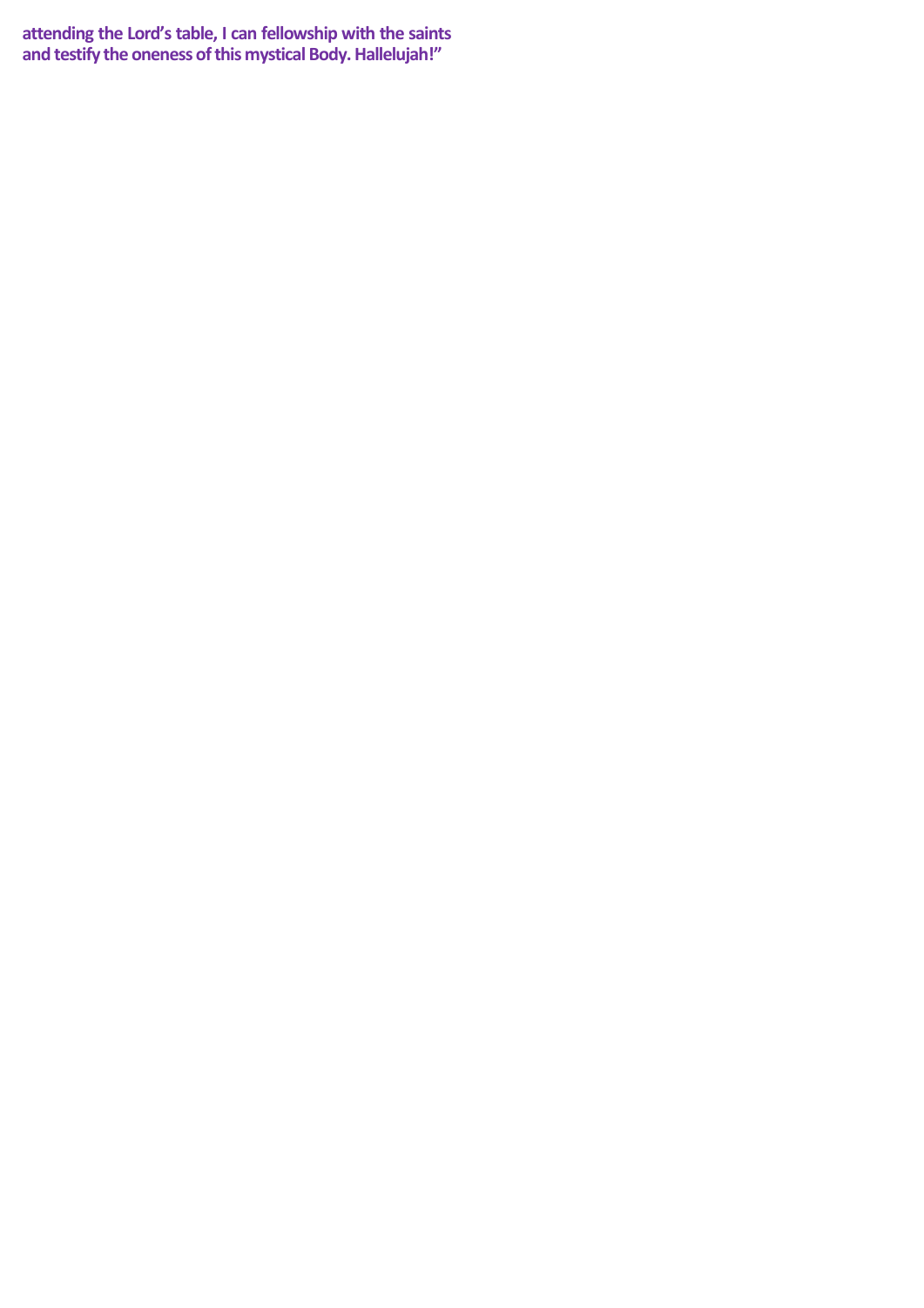**attending the Lord’s table, I can fellowship with the saints and testify the oneness of this mystical Body. Hallelujah!”**